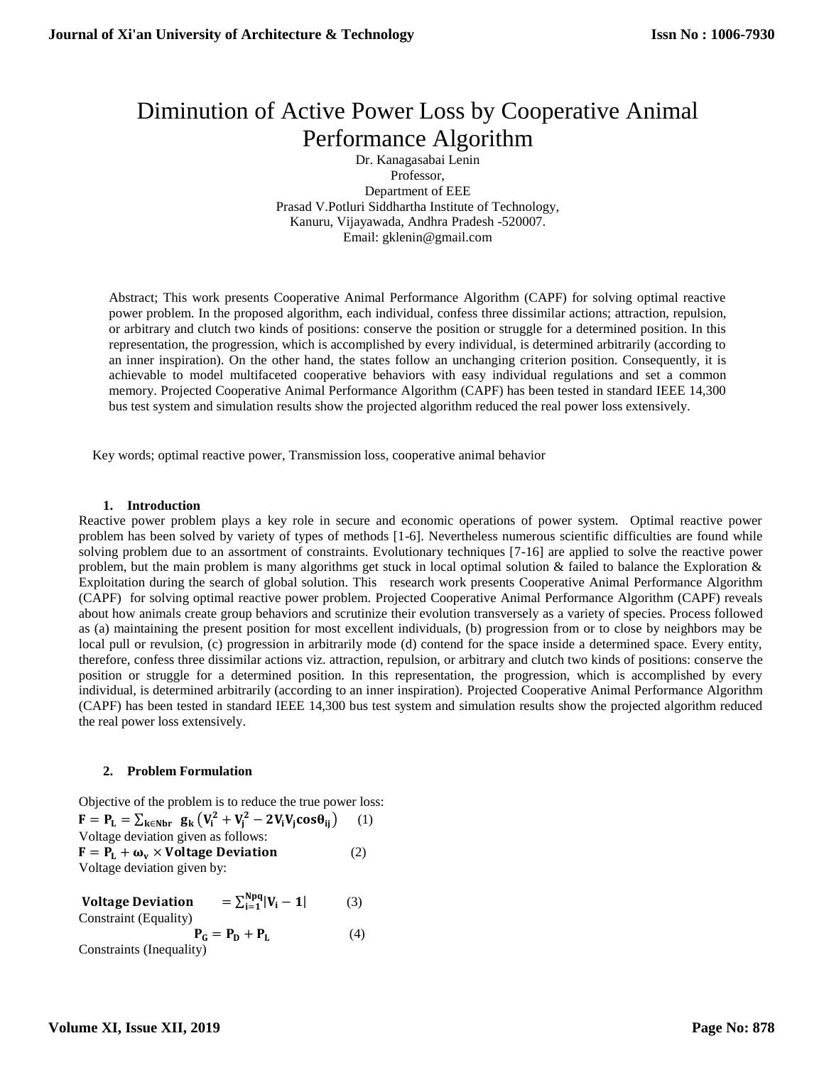# Diminution of Active Power Loss by Cooperative Animal Performance Algorithm

Dr. Kanagasabai Lenin
Professor,
Department of EEE
Prasad V.Potluri Siddhartha Institute of Technology,
Kanuru, Vijayawada, Andhra Pradesh -520007.
Email: gklenin@gmail.com

Abstract; This work presents Cooperative Animal Performance Algorithm (CAPF) for solving optimal reactive power problem. In the proposed algorithm, each individual, confess three dissimilar actions; attraction, repulsion, or arbitrary and clutch two kinds of positions: conserve the position or struggle for a determined position. In this representation, the progression, which is accomplished by every individual, is determined arbitrarily (according to an inner inspiration). On the other hand, the states follow an unchanging criterion position. Consequently, it is achievable to model multifaceted cooperative behaviors with easy individual regulations and set a common memory. Projected Cooperative Animal Performance Algorithm (CAPF) has been tested in standard IEEE 14,300 bus test system and simulation results show the projected algorithm reduced the real power loss extensively.

Key words; optimal reactive power, Transmission loss, cooperative animal behavior

## 1. Introduction

Reactive power problem plays a key role in secure and economic operations of power system. Optimal reactive power problem has been solved by variety of types of methods [1-6]. Nevertheless numerous scientific difficulties are found while solving problem due to an assortment of constraints. Evolutionary techniques [7-16] are applied to solve the reactive power problem, but the main problem is many algorithms get stuck in local optimal solution & failed to balance the Exploration & Exploitation during the search of global solution. This research work presents Cooperative Animal Performance Algorithm (CAPF) for solving optimal reactive power problem. Projected Cooperative Animal Performance Algorithm (CAPF) reveals about how animals create group behaviors and scrutinize their evolution transversely as a variety of species. Process followed as (a) maintaining the present position for most excellent individuals, (b) progression from or to close by neighbors may be local pull or revulsion, (c) progression in arbitrarily mode (d) contend for the space inside a determined space. Every entity, therefore, confess three dissimilar actions viz. attraction, repulsion, or arbitrary and clutch two kinds of positions: conserve the position or struggle for a determined position. In this representation, the progression, which is accomplished by every individual, is determined arbitrarily (according to an inner inspiration). Projected Cooperative Animal Performance Algorithm (CAPF) has been tested in standard IEEE 14,300 bus test system and simulation results show the projected algorithm reduced the real power loss extensively.

## 2. Problem Formulation

Objective of the problem is to reduce the true power loss:

$$\mathbf{F = P_L = \sum_{k \in Nbr} g_k \left(V_i^2 + V_j^2 - 2V_iV_j cos\theta_{ij}\right)} \quad (1)$$

Voltage deviation given as follows:

$$\mathbf{F = P_L + \omega_v \times Voltage\ Deviation} \quad (2)$$

Voltage deviation given by:

$$\mathbf{Voltage\ Deviation = \sum_{i=1}^{Npq} |V_i - 1|} \quad (3)$$

Constraint (Equality)

$$\mathbf{P_G = P_D + P_L} \quad (4)$$

Constraints (Inequality)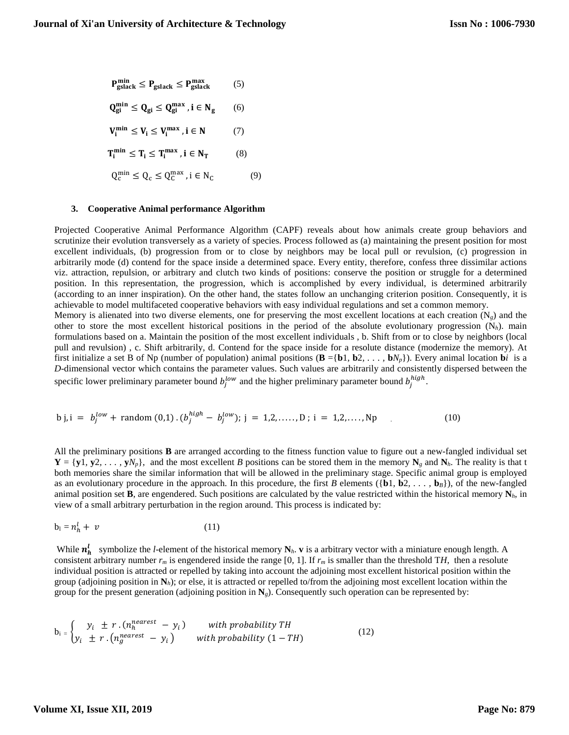$$\mathbf{P_{gslack}^{min}} \leq \mathbf{P_{gslack}} \leq \mathbf{P_{gslack}^{max}} \qquad (5)$$

$$\mathbf{Q_{gi}^{min}} \leq \mathbf{Q_{gi}} \leq \mathbf{Q_{gi}^{max}}, \mathbf{i} \in \mathbf{N_g} \qquad (6)$$

$$\mathbf{V_{i}^{min}} \leq \mathbf{V_{i}} \leq \mathbf{V_{i}^{max}}, \mathbf{i} \in \mathbf{N} \qquad (7)$$

$$\mathbf{T_{i}^{min}} \leq \mathbf{T_{i}} \leq \mathbf{T_{i}^{max}}, \mathbf{i} \in \mathbf{N_T} \qquad (8)$$

$$\mathrm{Q_{c}^{min}} \leq \mathrm{Q_{c}} \leq \mathrm{Q_{C}^{max}}, \mathrm{i} \in \mathrm{N_C} \qquad (9)$$

### 3. Cooperative Animal performance Algorithm

Projected Cooperative Animal Performance Algorithm (CAPF) reveals about how animals create group behaviors and scrutinize their evolution transversely as a variety of species. Process followed as (a) maintaining the present position for most excellent individuals, (b) progression from or to close by neighbors may be local pull or revulsion, (c) progression in arbitrarily mode (d) contend for the space inside a determined space. Every entity, therefore, confess three dissimilar actions viz. attraction, repulsion, or arbitrary and clutch two kinds of positions: conserve the position or struggle for a determined position. In this representation, the progression, which is accomplished by every individual, is determined arbitrarily (according to an inner inspiration). On the other hand, the states follow an unchanging criterion position. Consequently, it is achievable to model multifaceted cooperative behaviors with easy individual regulations and set a common memory.

Memory is alienated into two diverse elements, one for preserving the most excellent locations at each creation ($N_g$) and the other to store the most excellent historical positions in the period of the absolute evolutionary progression ($N_h$). main formulations based on a. Maintain the position of the most excellent individuals , b. Shift from or to close by neighbors (local pull and revulsion) , c. Shift arbitrarily, d. Contend for the space inside for a resolute distance (modernize the memory). At first initialize a set B of Np (number of population) animal positions ($\mathbf{B} = \{\mathbf{b}1, \mathbf{b}2, \ldots, \mathbf{b}N_p\}$). Every animal location $\mathbf{b}i$ is a $D$-dimensional vector which contains the parameter values. Such values are arbitrarily and consistently dispersed between the specific lower preliminary parameter bound $b_j^{low}$ and the higher preliminary parameter bound $b_j^{high}$.

$$\mathrm{b}\, j,i = b_j^{low} + \mathrm{random}\,(0,1)\,.\,(b_j^{high} - b_j^{low});\ j = 1,2,\ldots\ldots,D\ ;\ i = 1,2,\ldots\ldots,Np \qquad (10)$$

All the preliminary positions **B** are arranged according to the fitness function value to figure out a new-fangled individual set $\mathbf{Y} = \{\mathbf{y}1, \mathbf{y}2, \ldots, \mathbf{y}N_p\}$, and the most excellent $B$ positions can be stored them in the memory $\mathbf{N}_g$ and $\mathbf{N}_h$. The reality is that t both memories share the similar information that will be allowed in the preliminary stage. Specific animal group is employed as an evolutionary procedure in the approach. In this procedure, the first $B$ elements ($\{\mathbf{b}1, \mathbf{b}2, \ldots, \mathbf{b}_B\}$), of the new-fangled animal position set **B**, are engendered. Such positions are calculated by the value restricted within the historical memory $\mathbf{N}_h$, in view of a small arbitrary perturbation in the region around. This process is indicated by:

$$\mathrm{b}_l = n_h^l + v \qquad (11)$$

While $\boldsymbol{n_h^l}$ symbolize the $l$-element of the historical memory $\mathbf{N}_h$. **v** is a arbitrary vector with a miniature enough length. A consistent arbitrary number $r_m$ is engendered inside the range [0, 1]. If $r_m$ is smaller than the threshold $TH$, then a resolute individual position is attracted or repelled by taking into account the adjoining most excellent historical position within the group (adjoining position in $\mathbf{N}_h$); or else, it is attracted or repelled to/from the adjoining most excellent location within the group for the present generation (adjoining position in $\mathbf{N}_g$). Consequently such operation can be represented by:

$$\mathrm{b}_i = \begin{cases} y_i \pm r\,.\,(n_h^{nearest} - y_i) & with\ probability\ TH \\ y_i \pm r\,.\,(n_g^{nearest} - y_i) & with\ probability\ (1 - TH) \end{cases} \qquad (12)$$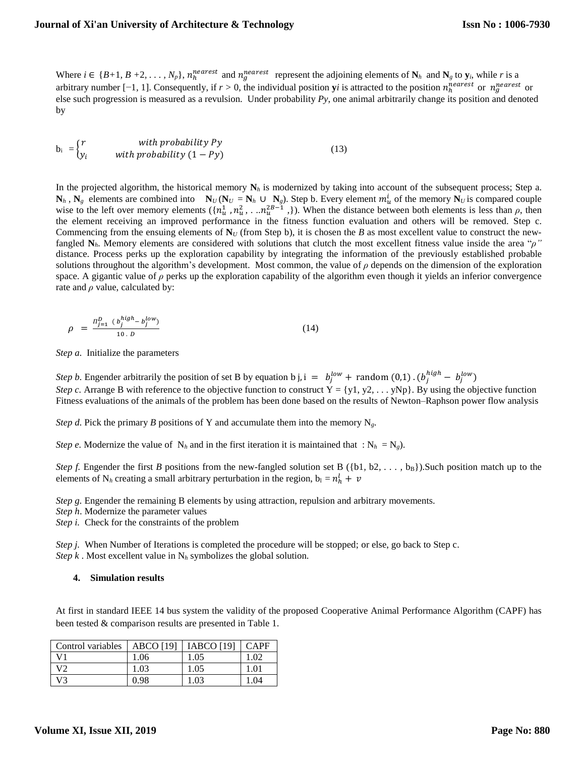Where $i \in \{B+1, B+2, . . . , N_p\}$, $n_h^{nearest}$ and $n_g^{nearest}$ represent the adjoining elements of $\mathbf{N}_h$ and $\mathbf{N}_g$ to $\mathbf{y}_i$, while $r$ is a arbitrary number [−1, 1]. Consequently, if $r > 0$, the individual position $\mathbf{y}i$ is attracted to the position $n_h^{nearest}$ or $n_g^{nearest}$ or else such progression is measured as a revulsion. Under probability $Py$, one animal arbitrarily change its position and denoted by

$$b_i = \begin{cases} r & with\ probability\ Py \\ y_i & with\ probability\ (1 - Py) \end{cases} \tag{13}$$

In the projected algorithm, the historical memory $\mathbf{N}_h$ is modernized by taking into account of the subsequent process; Step a. $\mathbf{N}_h$, $\mathbf{N}_g$ elements are combined into $\mathbf{N}_U$ ($\mathbf{N}_U = \mathbf{N}_h \cup \mathbf{N}_g$). Step b. Every element $m_u^i$ of the memory $\mathbf{N}_U$ is compared couple wise to the left over memory elements ($\{n_u^1, n_u^2, . . ..n_u^{2B-1},\}$). When the distance between both elements is less than $\rho$, then the element receiving an improved performance in the fitness function evaluation and others will be removed. Step c. Commencing from the ensuing elements of $\mathbf{N}_U$ (from Step b), it is chosen the $B$ as most excellent value to construct the new-fangled $\mathbf{N}_h$. Memory elements are considered with solutions that clutch the most excellent fitness value inside the area "$\rho$" distance. Process perks up the exploration capability by integrating the information of the previously established probable solutions throughout the algorithm's development. Most common, the value of $\rho$ depends on the dimension of the exploration space. A gigantic value of $\rho$ perks up the exploration capability of the algorithm even though it yields an inferior convergence rate and $\rho$ value, calculated by:

$$\rho = \frac{\Pi_{j=1}^{D} (b_j^{high} - b_j^{low})}{10 \cdot D} \tag{14}$$

*Step a.* Initialize the parameters

*Step b.* Engender arbitrarily the position of set B by equation $b_{j,i} = b_j^{low} + \text{random}(0,1) \cdot (b_j^{high} - b_j^{low})$
*Step c.* Arrange B with reference to the objective function to construct Y = {y1, y2, . . . yNp}. By using the objective function Fitness evaluations of the animals of the problem has been done based on the results of Newton–Raphson power flow analysis

*Step d.* Pick the primary $B$ positions of Y and accumulate them into the memory $N_g$.

*Step e.* Modernize the value of $N_h$ and in the first iteration it is maintained that : $N_h = N_g$).

*Step f.* Engender the first $B$ positions from the new-fangled solution set B ({b1, b2, . . . , $b_B$}).Such position match up to the elements of $N_h$ creating a small arbitrary perturbation in the region, $b_l = n_h^l + v$

*Step g.* Engender the remaining B elements by using attraction, repulsion and arbitrary movements.
*Step h.* Modernize the parameter values
*Step i.* Check for the constraints of the problem

*Step j.* When Number of Iterations is completed the procedure will be stopped; or else, go back to Step c.
*Step k.* Most excellent value in $N_h$ symbolizes the global solution.

### 4. Simulation results

At first in standard IEEE 14 bus system the validity of the proposed Cooperative Animal Performance Algorithm (CAPF) has been tested & comparison results are presented in Table 1.

| Control variables | ABCO [19] | IABCO [19] | CAPF |
|---|---|---|---|
| V1 | 1.06 | 1.05 | 1.02 |
| V2 | 1.03 | 1.05 | 1.01 |
| V3 | 0.98 | 1.03 | 1.04 |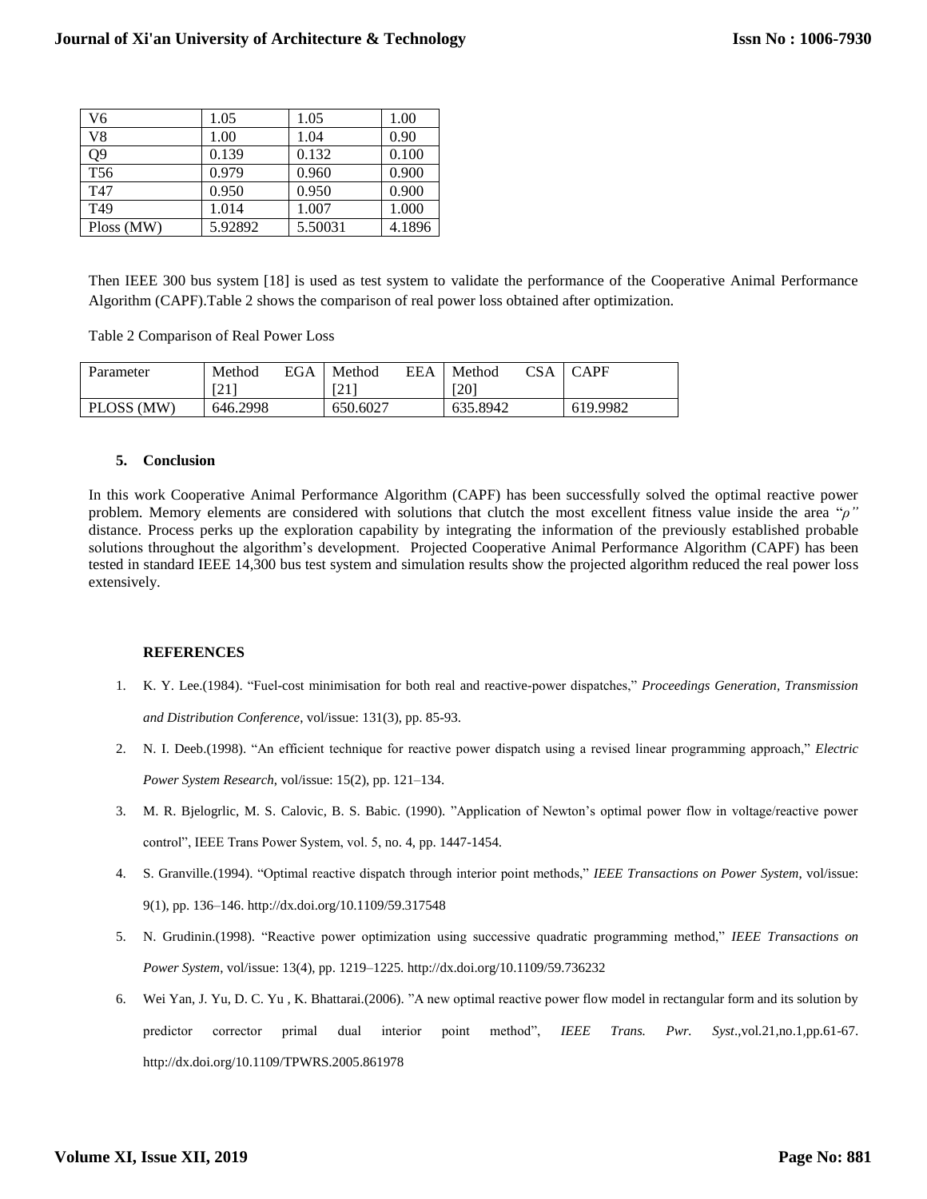| V6 | 1.05 | 1.05 | 1.00 |
|---|---|---|---|
| V8 | 1.00 | 1.04 | 0.90 |
| Q9 | 0.139 | 0.132 | 0.100 |
| T56 | 0.979 | 0.960 | 0.900 |
| T47 | 0.950 | 0.950 | 0.900 |
| T49 | 1.014 | 1.007 | 1.000 |
| Ploss (MW) | 5.92892 | 5.50031 | 4.1896 |

Then IEEE 300 bus system [18] is used as test system to validate the performance of the Cooperative Animal Performance Algorithm (CAPF).Table 2 shows the comparison of real power loss obtained after optimization.

Table 2 Comparison of Real Power Loss

| Parameter | Method EGA [21] | Method EEA [21] | Method CSA [20] | CAPF |
|---|---|---|---|---|
| PLOSS (MW) | 646.2998 | 650.6027 | 635.8942 | 619.9982 |

## 5. Conclusion

In this work Cooperative Animal Performance Algorithm (CAPF) has been successfully solved the optimal reactive power problem. Memory elements are considered with solutions that clutch the most excellent fitness value inside the area "$\rho$" distance. Process perks up the exploration capability by integrating the information of the previously established probable solutions throughout the algorithm's development. Projected Cooperative Animal Performance Algorithm (CAPF) has been tested in standard IEEE 14,300 bus test system and simulation results show the projected algorithm reduced the real power loss extensively.

## REFERENCES

1. K. Y. Lee.(1984). "Fuel-cost minimisation for both real and reactive-power dispatches," *Proceedings Generation, Transmission and Distribution Conference*, vol/issue: 131(3), pp. 85-93.
2. N. I. Deeb.(1998). "An efficient technique for reactive power dispatch using a revised linear programming approach," *Electric Power System Research*, vol/issue: 15(2), pp. 121–134.
3. M. R. Bjelogrlic, M. S. Calovic, B. S. Babic. (1990). "Application of Newton's optimal power flow in voltage/reactive power control", IEEE Trans Power System, vol. 5, no. 4, pp. 1447-1454.
4. S. Granville.(1994). "Optimal reactive dispatch through interior point methods," *IEEE Transactions on Power System*, vol/issue: 9(1), pp. 136–146. http://dx.doi.org/10.1109/59.317548
5. N. Grudinin.(1998). "Reactive power optimization using successive quadratic programming method," *IEEE Transactions on Power System*, vol/issue: 13(4), pp. 1219–1225. http://dx.doi.org/10.1109/59.736232
6. Wei Yan, J. Yu, D. C. Yu , K. Bhattarai.(2006). "A new optimal reactive power flow model in rectangular form and its solution by predictor corrector primal dual interior point method", *IEEE Trans. Pwr. Syst*.,vol.21,no.1,pp.61-67. http://dx.doi.org/10.1109/TPWRS.2005.861978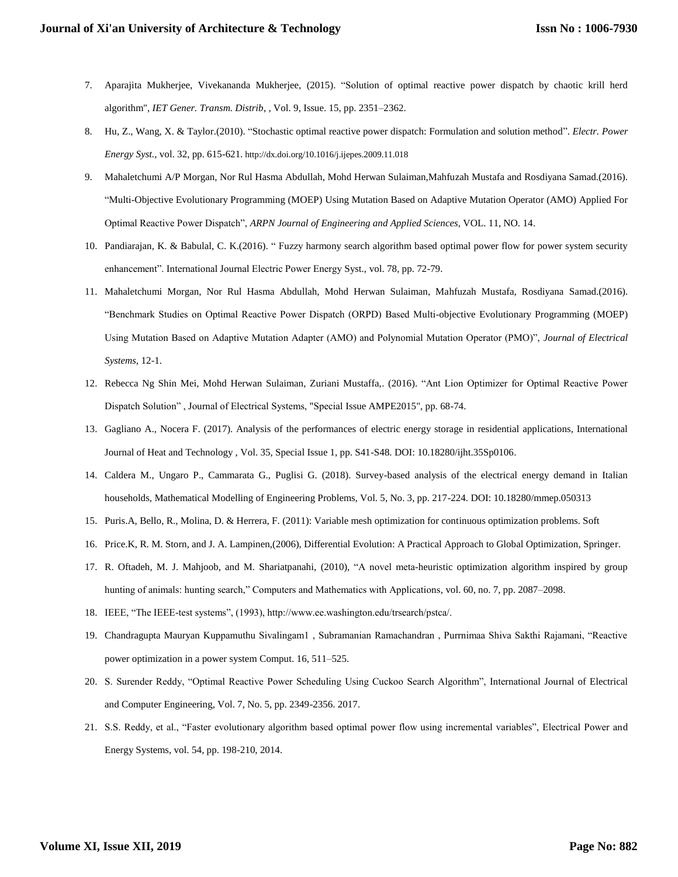7. Aparajita Mukherjee, Vivekananda Mukherjee, (2015). "Solution of optimal reactive power dispatch by chaotic krill herd algorithm", *IET Gener. Transm. Distrib*, , Vol. 9, Issue. 15, pp. 2351–2362.
8. Hu, Z., Wang, X. & Taylor.(2010). "Stochastic optimal reactive power dispatch: Formulation and solution method". *Electr. Power Energy Syst.*, vol. 32, pp. 615-621. http://dx.doi.org/10.1016/j.ijepes.2009.11.018
9. Mahaletchumi A/P Morgan, Nor Rul Hasma Abdullah, Mohd Herwan Sulaiman,Mahfuzah Mustafa and Rosdiyana Samad.(2016). "Multi-Objective Evolutionary Programming (MOEP) Using Mutation Based on Adaptive Mutation Operator (AMO) Applied For Optimal Reactive Power Dispatch", *ARPN Journal of Engineering and Applied Sciences*, VOL. 11, NO. 14.
10. Pandiarajan, K. & Babulal, C. K.(2016). " Fuzzy harmony search algorithm based optimal power flow for power system security enhancement". International Journal Electric Power Energy Syst., vol. 78, pp. 72-79.
11. Mahaletchumi Morgan, Nor Rul Hasma Abdullah, Mohd Herwan Sulaiman, Mahfuzah Mustafa, Rosdiyana Samad.(2016). "Benchmark Studies on Optimal Reactive Power Dispatch (ORPD) Based Multi-objective Evolutionary Programming (MOEP) Using Mutation Based on Adaptive Mutation Adapter (AMO) and Polynomial Mutation Operator (PMO)", *Journal of Electrical Systems*, 12-1.
12. Rebecca Ng Shin Mei, Mohd Herwan Sulaiman, Zuriani Mustaffa,. (2016). "Ant Lion Optimizer for Optimal Reactive Power Dispatch Solution" , Journal of Electrical Systems, "Special Issue AMPE2015", pp. 68-74.
13. Gagliano A., Nocera F. (2017). Analysis of the performances of electric energy storage in residential applications, International Journal of Heat and Technology , Vol. 35, Special Issue 1, pp. S41-S48. DOI: 10.18280/ijht.35Sp0106.
14. Caldera M., Ungaro P., Cammarata G., Puglisi G. (2018). Survey-based analysis of the electrical energy demand in Italian households, Mathematical Modelling of Engineering Problems, Vol. 5, No. 3, pp. 217-224. DOI: 10.18280/mmep.050313
15. Puris.A, Bello, R., Molina, D. & Herrera, F. (2011): Variable mesh optimization for continuous optimization problems. Soft
16. Price.K, R. M. Storn, and J. A. Lampinen,(2006), Differential Evolution: A Practical Approach to Global Optimization, Springer.
17. R. Oftadeh, M. J. Mahjoob, and M. Shariatpanahi, (2010), "A novel meta-heuristic optimization algorithm inspired by group hunting of animals: hunting search," Computers and Mathematics with Applications, vol. 60, no. 7, pp. 2087–2098.
18. IEEE, "The IEEE-test systems", (1993), http://www.ee.washington.edu/trsearch/pstca/.
19. Chandragupta Mauryan Kuppamuthu Sivalingam1 , Subramanian Ramachandran , Purrnimaa Shiva Sakthi Rajamani, "Reactive power optimization in a power system Comput. 16, 511–525.
20. S. Surender Reddy, "Optimal Reactive Power Scheduling Using Cuckoo Search Algorithm", International Journal of Electrical and Computer Engineering, Vol. 7, No. 5, pp. 2349-2356. 2017.
21. S.S. Reddy, et al., "Faster evolutionary algorithm based optimal power flow using incremental variables", Electrical Power and Energy Systems, vol. 54, pp. 198-210, 2014.